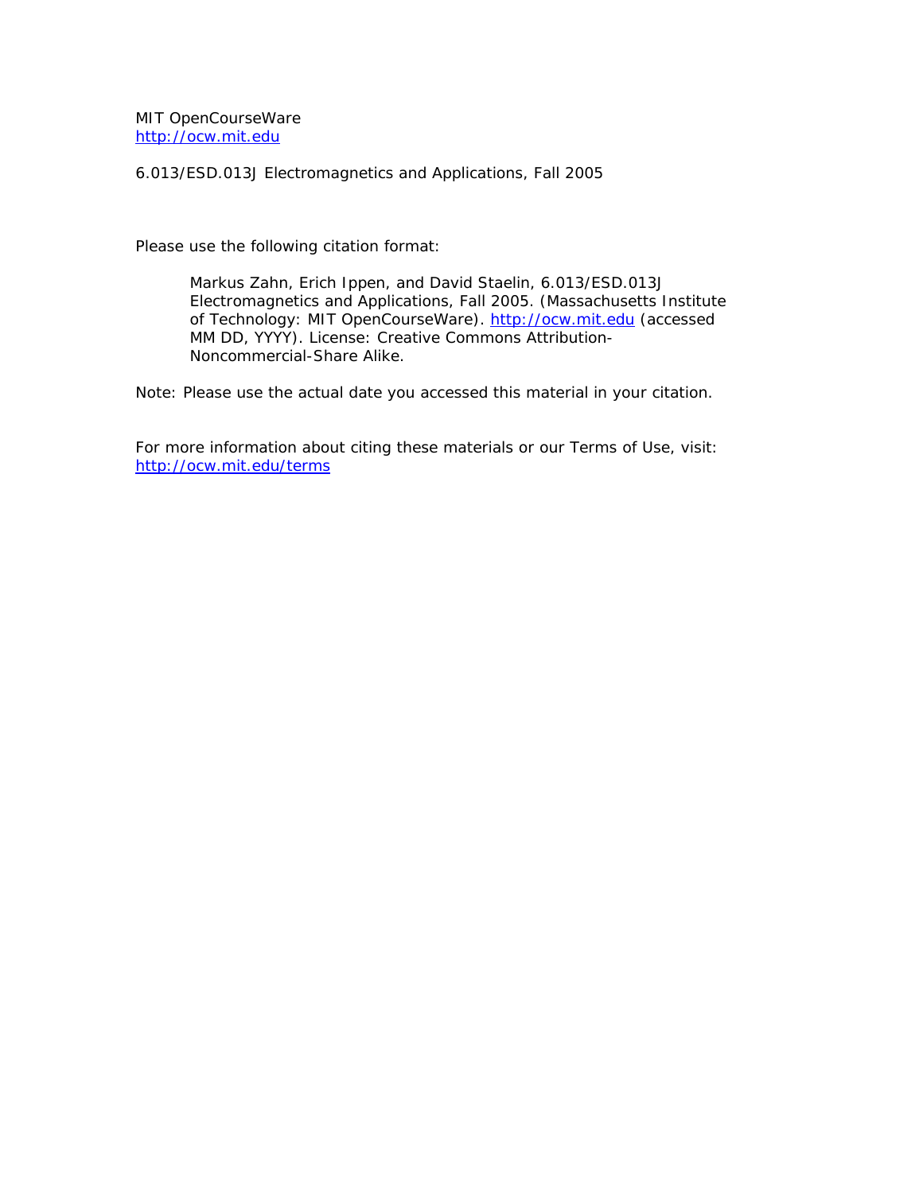MIT OpenCourseWare
http://ocw.mit.edu

6.013/ESD.013J Electromagnetics and Applications, Fall 2005

Please use the following citation format:

> Markus Zahn, Erich Ippen, and David Staelin, 6.013/ESD.013J Electromagnetics and Applications, Fall 2005. (Massachusetts Institute of Technology: MIT OpenCourseWare). http://ocw.mit.edu (accessed MM DD, YYYY). License: Creative Commons Attribution-Noncommercial-Share Alike.

Note: Please use the actual date you accessed this material in your citation.

For more information about citing these materials or our Terms of Use, visit: http://ocw.mit.edu/terms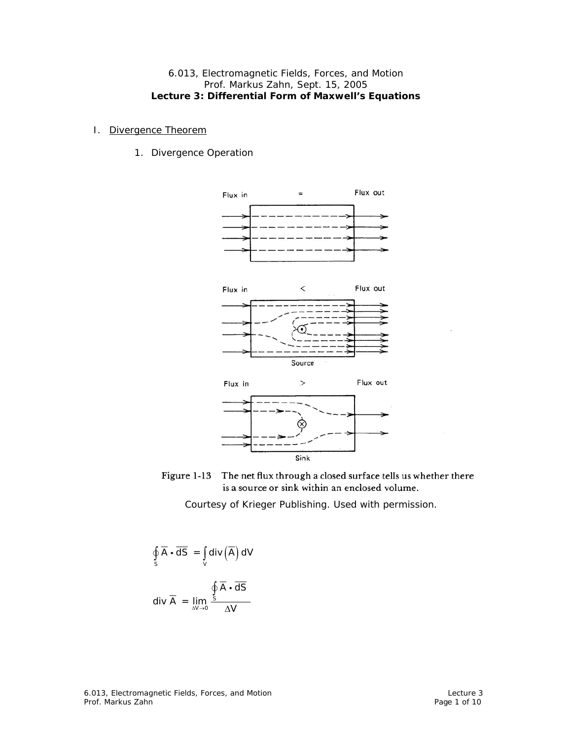6.013, Electromagnetic Fields, Forces, and Motion
Prof. Markus Zahn, Sept. 15, 2005
**Lecture 3: Differential Form of Maxwell's Equations**

I. Divergence Theorem

1. Divergence Operation

Figure 1-13 The net flux through a closed surface tells us whether there is a source or sink within an enclosed volume.

Courtesy of Krieger Publishing. Used with permission.

$$\oint_S \overline{A} \cdot \overline{dS} = \int_V \text{div}\left(\overline{A}\right) dV$$

$$\text{div}\,\overline{A} = \lim_{\Delta V \to 0} \frac{\oint_S \overline{A} \cdot \overline{dS}}{\Delta V}$$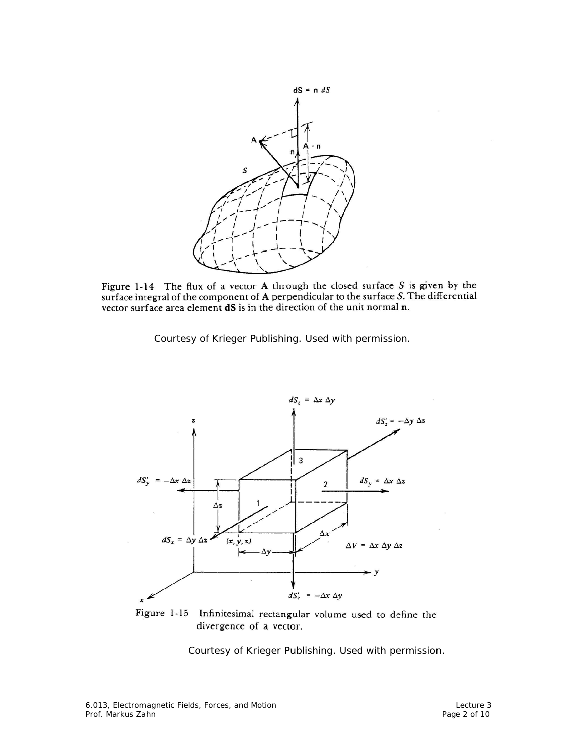Figure 1-14 The flux of a vector $\mathbf{A}$ through the closed surface $S$ is given by the surface integral of the component of $\mathbf{A}$ perpendicular to the surface $S$. The differential vector surface area element $\mathbf{dS}$ is in the direction of the unit normal $\mathbf{n}$.

Courtesy of Krieger Publishing. Used with permission.

Figure 1-15 Infinitesimal rectangular volume used to define the divergence of a vector.

Courtesy of Krieger Publishing. Used with permission.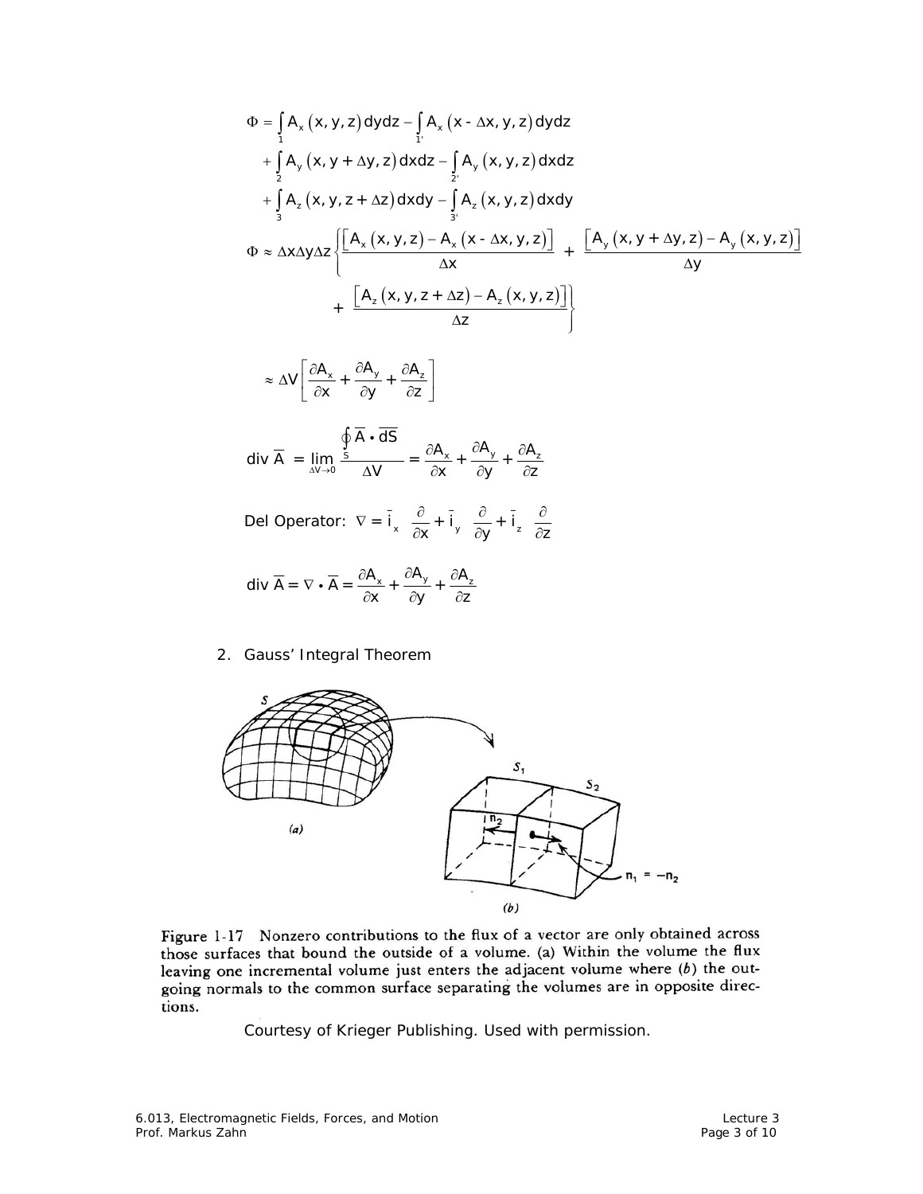$$\Phi = \int_1 A_x(x,y,z)\,dydz - \int_{1'} A_x(x-\Delta x,y,z)\,dydz$$
$$+ \int_2 A_y(x,y+\Delta y,z)\,dxdz - \int_{2'} A_y(x,y,z)\,dxdz$$
$$+ \int_3 A_z(x,y,z+\Delta z)\,dxdy - \int_{3'} A_z(x,y,z)\,dxdy$$

$$\Phi \approx \Delta x \Delta y \Delta z \left\{ \frac{\left[A_x(x,y,z) - A_x(x-\Delta x,y,z)\right]}{\Delta x} + \frac{\left[A_y(x,y+\Delta y,z) - A_y(x,y,z)\right]}{\Delta y} + \frac{\left[A_z(x,y,z+\Delta z) - A_z(x,y,z)\right]}{\Delta z} \right\}$$

$$\approx \Delta V \left[ \frac{\partial A_x}{\partial x} + \frac{\partial A_y}{\partial y} + \frac{\partial A_z}{\partial z} \right]$$

$$\text{div}\, \overline{A} = \lim_{\Delta V \to 0} \frac{\oint_S \overline{A} \cdot \overline{dS}}{\Delta V} = \frac{\partial A_x}{\partial x} + \frac{\partial A_y}{\partial y} + \frac{\partial A_z}{\partial z}$$

Del Operator: $\nabla = \bar{i}_x \dfrac{\partial}{\partial x} + \bar{i}_y \dfrac{\partial}{\partial y} + \bar{i}_z \dfrac{\partial}{\partial z}$

$$\text{div}\, \overline{A} = \nabla \cdot \overline{A} = \frac{\partial A_x}{\partial x} + \frac{\partial A_y}{\partial y} + \frac{\partial A_z}{\partial z}$$

2. Gauss' Integral Theorem

Figure 1-17 Nonzero contributions to the flux of a vector are only obtained across those surfaces that bound the outside of a volume. (a) Within the volume the flux leaving one incremental volume just enters the adjacent volume where (b) the outgoing normals to the common surface separating the volumes are in opposite directions.

Courtesy of Krieger Publishing. Used with permission.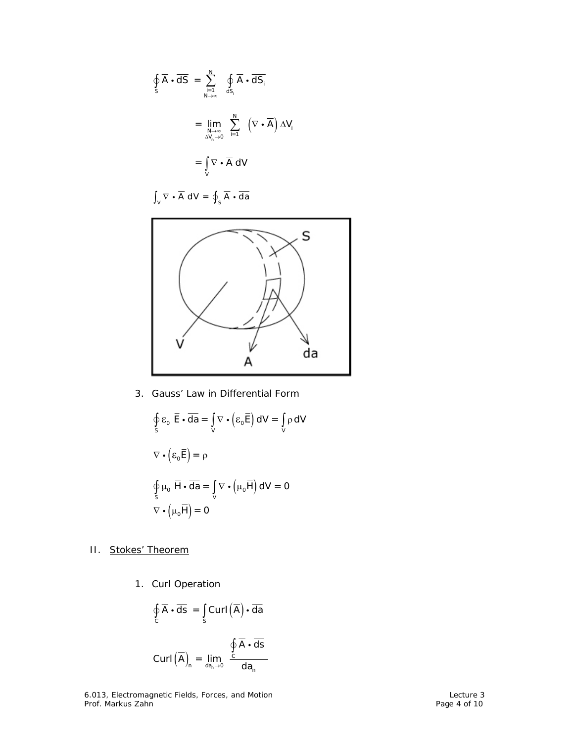$$\oint_S \overline{A} \cdot \overline{dS} = \sum_{\substack{i=1 \\ N\to\infty}}^{N} \oint_{dS_i} \overline{A} \cdot \overline{dS_i}$$

$$= \lim_{\substack{N\to\infty \\ \Delta V_n \to 0}} \sum_{i=1}^{N} \left(\nabla \cdot \overline{A}\right) \Delta V_i$$

$$= \int_V \nabla \cdot \overline{A} \, dV$$

$$\int_V \nabla \cdot \overline{A} \, dV = \oint_S \overline{A} \cdot \overline{da}$$

3. Gauss' Law in Differential Form

$$\oint_S \varepsilon_0 \, \overline{E} \cdot \overline{da} = \int_V \nabla \cdot \left(\varepsilon_0 \overline{E}\right) dV = \int_V \rho \, dV$$

$$\nabla \cdot \left(\varepsilon_0 \overline{E}\right) = \rho$$

$$\oint_S \mu_0 \, \overline{H} \cdot \overline{da} = \int_V \nabla \cdot \left(\mu_0 \overline{H}\right) dV = 0$$

$$\nabla \cdot \left(\mu_0 \overline{H}\right) = 0$$

## II. Stokes' Theorem

1. Curl Operation

$$\oint_C \overline{A} \cdot \overline{ds} = \int_S \text{Curl}\left(\overline{A}\right) \cdot \overline{da}$$

$$\text{Curl}\left(\overline{A}\right)_n = \lim_{da_n \to 0} \frac{\oint_C \overline{A} \cdot \overline{ds}}{da_n}$$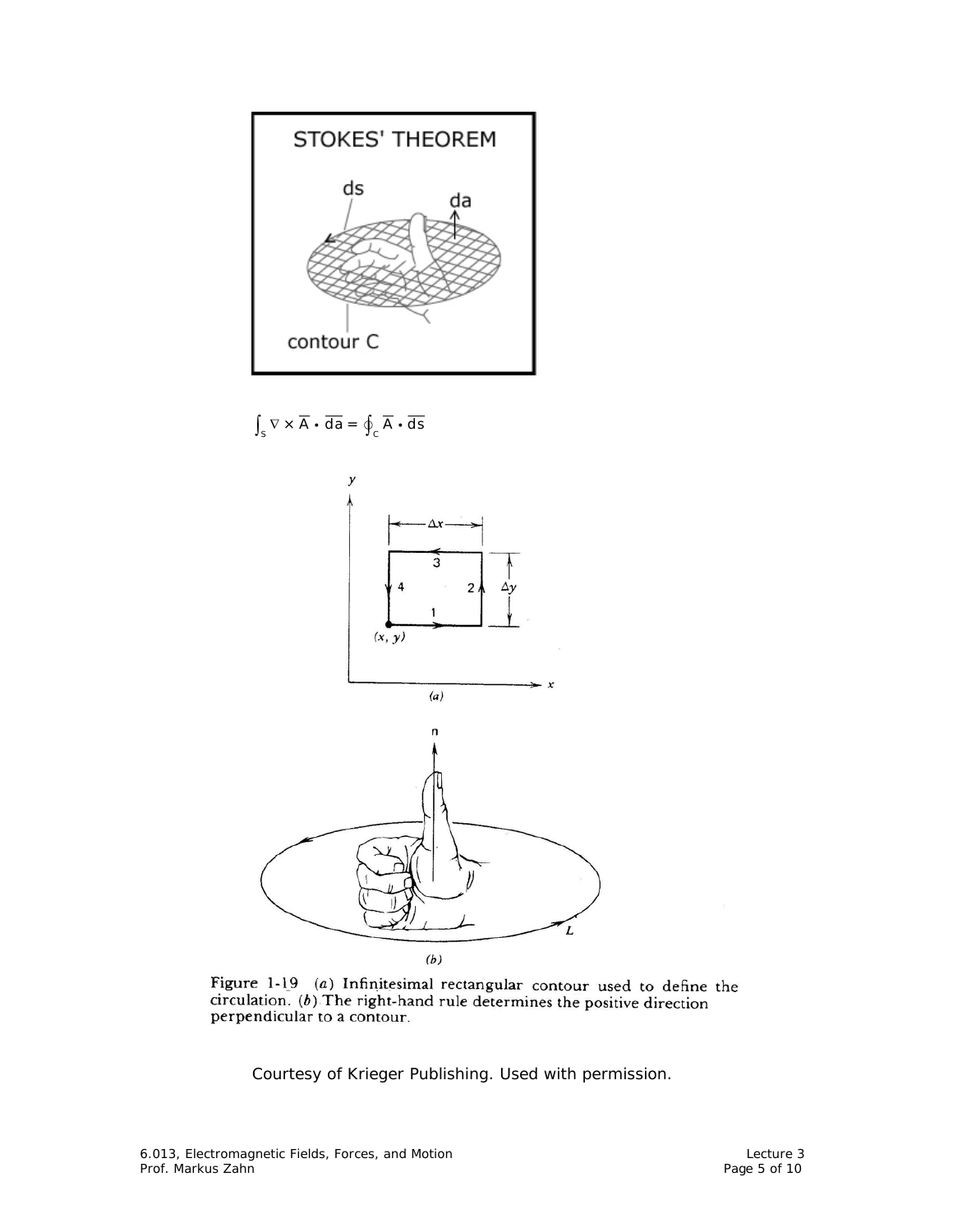$$\int_S \nabla \times \overline{A} \cdot \overline{da} = \oint_C \overline{A} \cdot \overline{ds}$$

Figure 1-19 (a) Infinitesimal rectangular contour used to define the circulation. (b) The right-hand rule determines the positive direction perpendicular to a contour.

Courtesy of Krieger Publishing. Used with permission.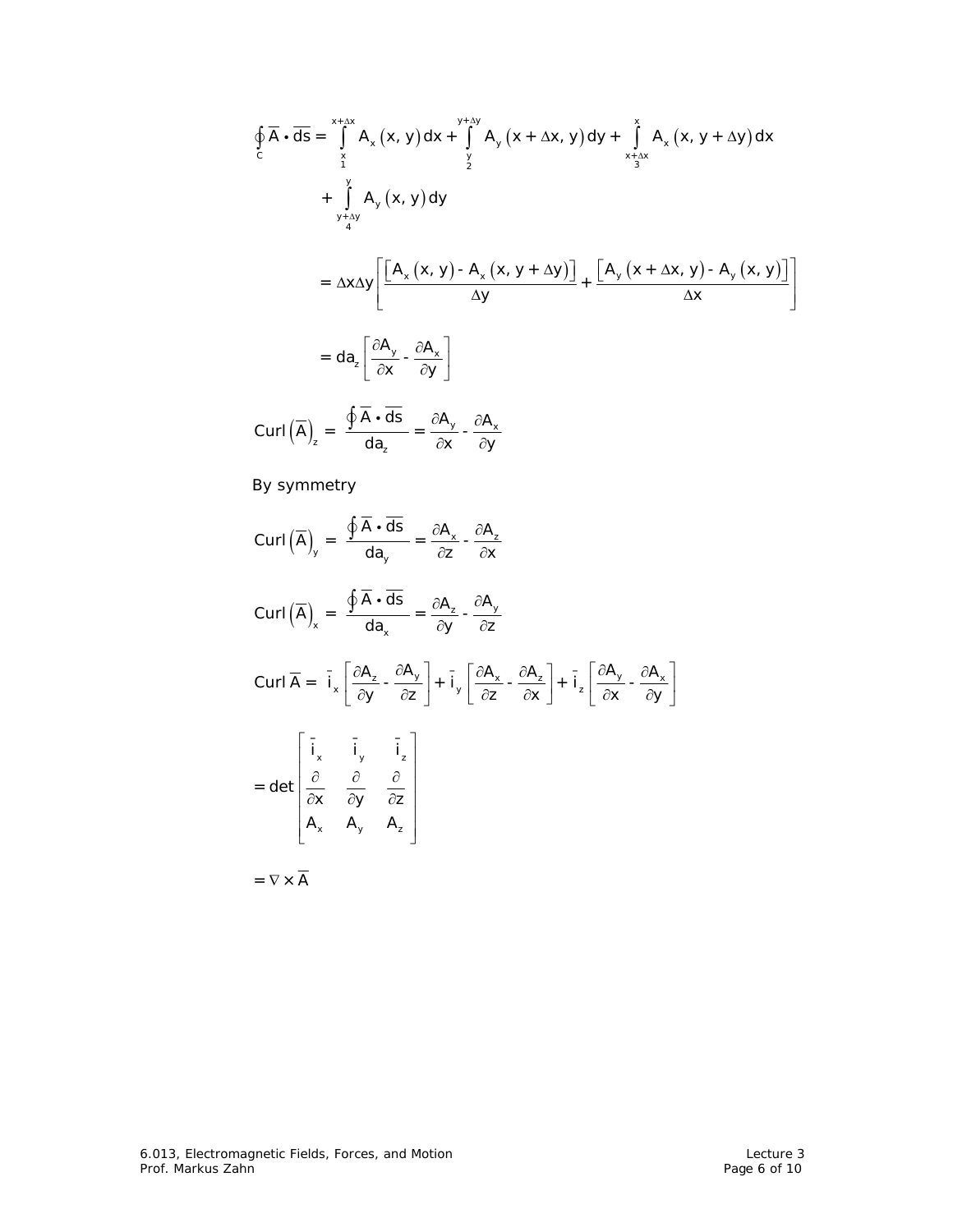$$\oint_C \overline{A} \cdot \overline{ds} = \underset{1}{\int_{x}^{x+\Delta x}} A_x(x,y)\,dx + \underset{2}{\int_{y}^{y+\Delta y}} A_y(x+\Delta x, y)\,dy + \underset{3}{\int_{x+\Delta x}^{x}} A_x(x, y+\Delta y)\,dx$$

$$+ \underset{4}{\int_{y+\Delta y}^{y}} A_y(x,y)\,dy$$

$$= \Delta x \Delta y \left[ \frac{\left[A_x(x,y) - A_x(x, y+\Delta y)\right]}{\Delta y} + \frac{\left[A_y(x+\Delta x, y) - A_y(x,y)\right]}{\Delta x} \right]$$

$$= da_z \left[ \frac{\partial A_y}{\partial x} - \frac{\partial A_x}{\partial y} \right]$$

$$\text{Curl}\left(\overline{A}\right)_z = \frac{\oint \overline{A} \cdot \overline{ds}}{da_z} = \frac{\partial A_y}{\partial x} - \frac{\partial A_x}{\partial y}$$

By symmetry

$$\text{Curl}\left(\overline{A}\right)_y = \frac{\oint \overline{A} \cdot \overline{ds}}{da_y} = \frac{\partial A_x}{\partial z} - \frac{\partial A_z}{\partial x}$$

$$\text{Curl}\left(\overline{A}\right)_x = \frac{\oint \overline{A} \cdot \overline{ds}}{da_x} = \frac{\partial A_z}{\partial y} - \frac{\partial A_y}{\partial z}$$

$$\text{Curl}\,\overline{A} = \bar{i}_x \left[ \frac{\partial A_z}{\partial y} - \frac{\partial A_y}{\partial z} \right] + \bar{i}_y \left[ \frac{\partial A_x}{\partial z} - \frac{\partial A_z}{\partial x} \right] + \bar{i}_z \left[ \frac{\partial A_y}{\partial x} - \frac{\partial A_x}{\partial y} \right]$$

$$= \det \begin{bmatrix} \bar{i}_x & \bar{i}_y & \bar{i}_z \\ \frac{\partial}{\partial x} & \frac{\partial}{\partial y} & \frac{\partial}{\partial z} \\ A_x & A_y & A_z \end{bmatrix}$$

$$= \nabla \times \overline{A}$$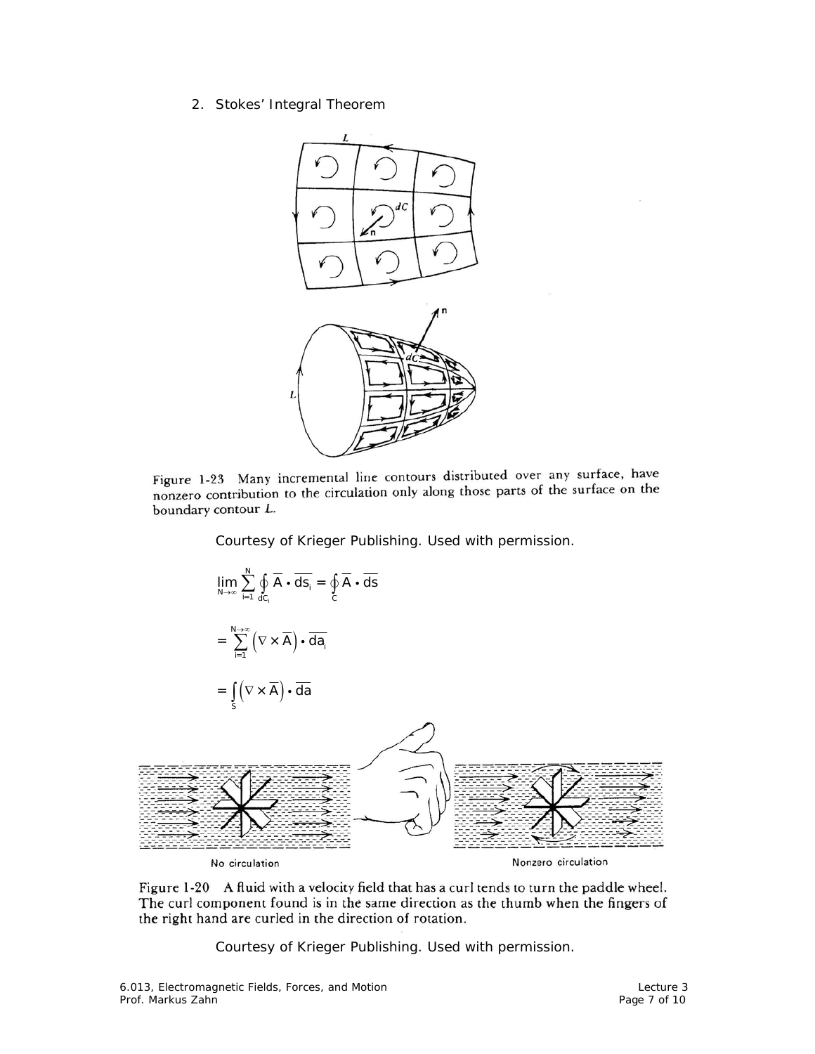2. Stokes' Integral Theorem

Figure 1-23 Many incremental line contours distributed over any surface, have nonzero contribution to the circulation only along those parts of the surface on the boundary contour $L$.

Courtesy of Krieger Publishing. Used with permission.

$$\lim_{N\to\infty} \sum_{i=1}^{N} \oint_{dC_i} \overline{A} \cdot \overline{ds_i} = \oint_{C} \overline{A} \cdot \overline{ds}$$

$$= \sum_{i=1}^{N\to\infty} \left(\nabla \times \overline{A}\right) \cdot \overline{da_i}$$

$$= \int_{S} \left(\nabla \times \overline{A}\right) \cdot \overline{da}$$

No circulation

Nonzero circulation

Figure 1-20 A fluid with a velocity field that has a curl tends to turn the paddle wheel. The curl component found is in the same direction as the thumb when the fingers of the right hand are curled in the direction of rotation.

Courtesy of Krieger Publishing. Used with permission.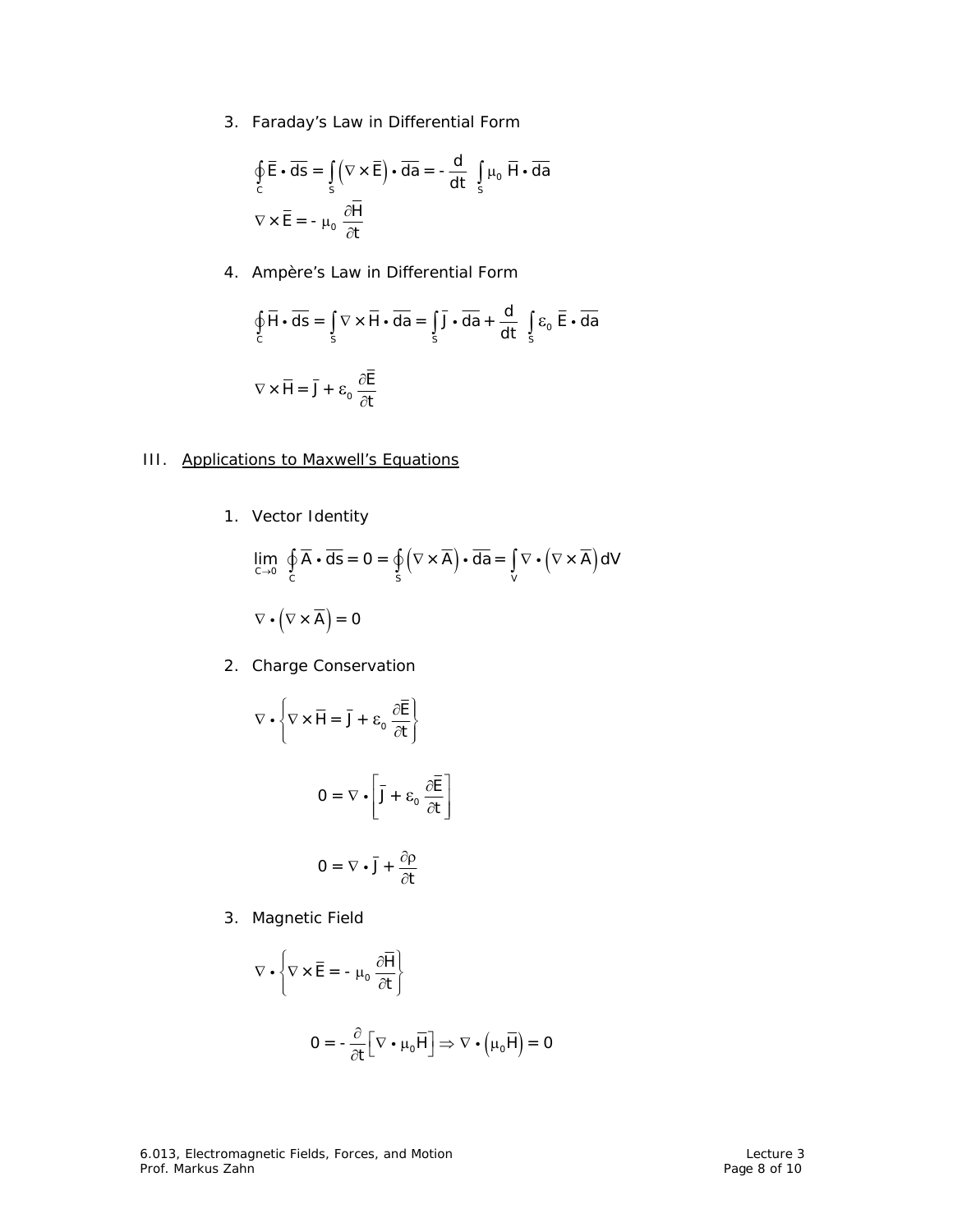3. Faraday's Law in Differential Form

$$\oint_C \overline{E} \cdot \overline{ds} = \int_S \left(\nabla \times \overline{E}\right) \cdot \overline{da} = - \frac{d}{dt} \int_S \mu_0 \, \overline{H} \cdot \overline{da}$$

$$\nabla \times \overline{E} = - \mu_0 \frac{\partial \overline{H}}{\partial t}$$

4. Ampère's Law in Differential Form

$$\oint_C \overline{H} \cdot \overline{ds} = \int_S \nabla \times \overline{H} \cdot \overline{da} = \int_S \overline{J} \cdot \overline{da} + \frac{d}{dt} \int_S \varepsilon_0 \, \overline{E} \cdot \overline{da}$$

$$\nabla \times \overline{H} = \overline{J} + \varepsilon_0 \frac{\partial \overline{E}}{\partial t}$$

## III. Applications to Maxwell's Equations

1. Vector Identity

$$\lim_{C \to 0} \oint_C \overline{A} \cdot \overline{ds} = 0 = \oint_S \left(\nabla \times \overline{A}\right) \cdot \overline{da} = \int_V \nabla \cdot \left(\nabla \times \overline{A}\right) dV$$

$$\nabla \cdot \left(\nabla \times \overline{A}\right) = 0$$

2. Charge Conservation

$$\nabla \cdot \left\{ \nabla \times \overline{H} = \overline{J} + \varepsilon_0 \frac{\partial \overline{E}}{\partial t} \right\}$$

$$0 = \nabla \cdot \left[ \overline{J} + \varepsilon_0 \frac{\partial \overline{E}}{\partial t} \right]$$

$$0 = \nabla \cdot \overline{J} + \frac{\partial \rho}{\partial t}$$

3. Magnetic Field

$$\nabla \cdot \left\{ \nabla \times \overline{E} = - \mu_0 \frac{\partial \overline{H}}{\partial t} \right\}$$

$$0 = - \frac{\partial}{\partial t} \left[ \nabla \cdot \mu_0 \overline{H} \right] \Rightarrow \nabla \cdot \left( \mu_0 \overline{H} \right) = 0$$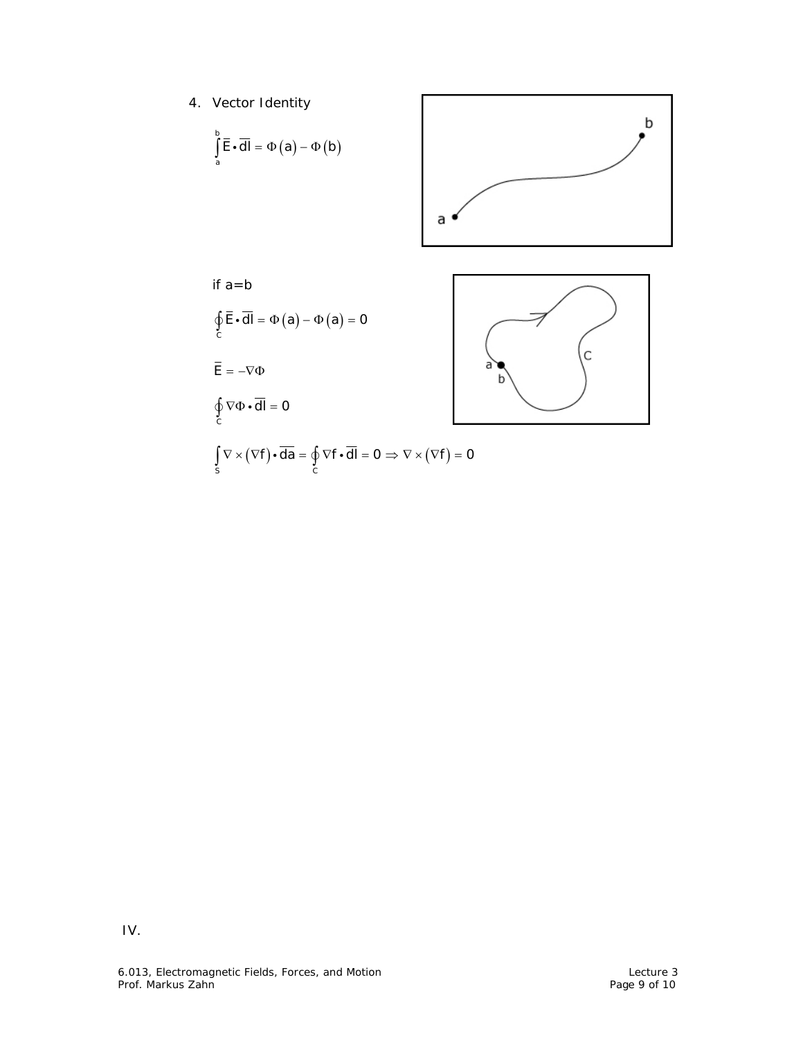4. Vector Identity

$$\int_a^b \overline{E} \cdot \overline{dl} = \Phi(a) - \Phi(b)$$

if a=b

$$\oint_C \overline{E} \cdot \overline{dl} = \Phi(a) - \Phi(a) = 0$$

$$\overline{E} = -\nabla\Phi$$

$$\oint_C \nabla\Phi \cdot \overline{dl} = 0$$

$$\int_S \nabla \times (\nabla f) \cdot \overline{da} = \oint_C \nabla f \cdot \overline{dl} = 0 \Rightarrow \nabla \times (\nabla f) = 0$$

IV.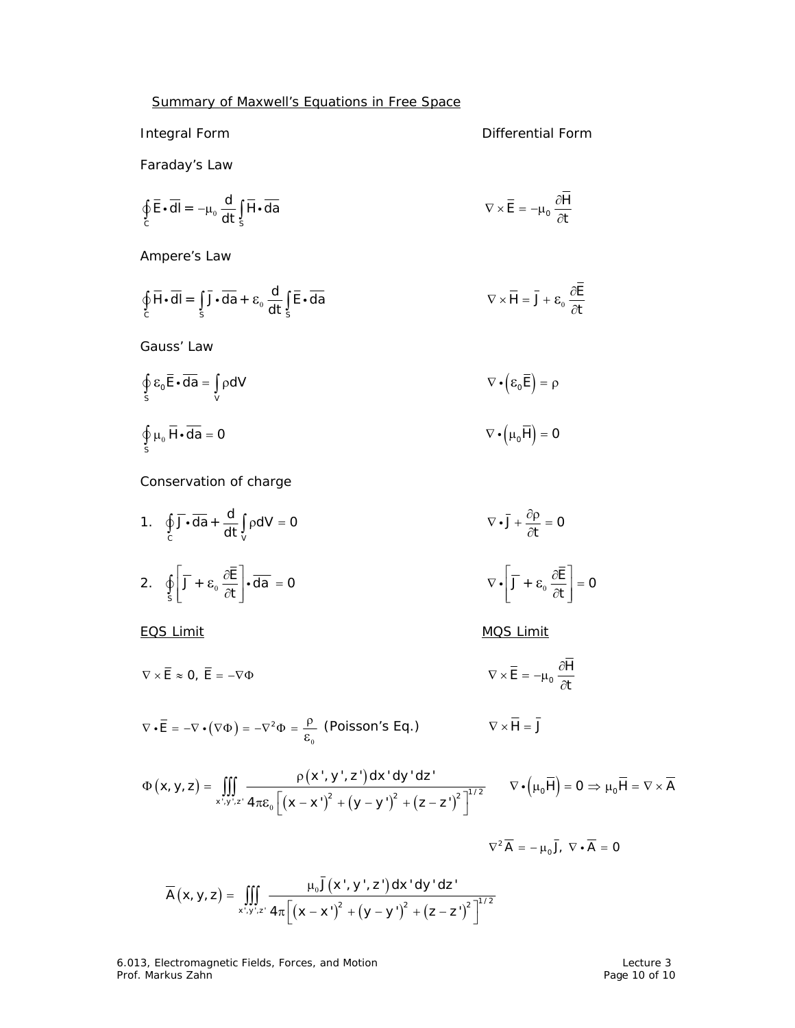## Summary of Maxwell's Equations in Free Space

**Integral Form** / **Differential Form**

### Faraday's Law

$$\oint_C \overline{E} \cdot \overline{dl} = -\mu_0 \frac{d}{dt} \int_S \overline{H} \cdot \overline{da}$$

$$\nabla \times \overline{E} = -\mu_0 \frac{\partial \overline{H}}{\partial t}$$

### Ampere's Law

$$\oint_C \overline{H} \cdot \overline{dl} = \int_S \overline{J} \cdot \overline{da} + \varepsilon_0 \frac{d}{dt} \int_S \overline{E} \cdot \overline{da}$$

$$\nabla \times \overline{H} = \overline{J} + \varepsilon_0 \frac{\partial \overline{E}}{\partial t}$$

### Gauss' Law

$$\oint_S \varepsilon_0 \overline{E} \cdot \overline{da} = \int_V \rho dV$$

$$\nabla \cdot \left(\varepsilon_0 \overline{E}\right) = \rho$$

$$\oint_S \mu_0 \overline{H} \cdot \overline{da} = 0$$

$$\nabla \cdot \left(\mu_0 \overline{H}\right) = 0$$

### Conservation of charge

1. $$\oint_C \overline{J} \cdot \overline{da} + \frac{d}{dt} \int_V \rho dV = 0$$

$$\nabla \cdot \overline{J} + \frac{\partial \rho}{\partial t} = 0$$

2. $$\oint_S \left[\overline{J} + \varepsilon_0 \frac{\partial \overline{E}}{\partial t}\right] \cdot \overline{da} = 0$$

$$\nabla \cdot \left[\overline{J} + \varepsilon_0 \frac{\partial \overline{E}}{\partial t}\right] = 0$$

### EQS Limit

$$\nabla \times \overline{E} \approx 0, \; \overline{E} = -\nabla \Phi$$

$$\nabla \cdot \overline{E} = -\nabla \cdot \left(\nabla \Phi\right) = -\nabla^2 \Phi = \frac{\rho}{\varepsilon_0} \text{ (Poisson's Eq.)}$$

$$\Phi\left(x, y, z\right) = \iiint_{x', y', z'} \frac{\rho\left(x', y', z'\right) dx' dy' dz'}{4\pi\varepsilon_0 \left[\left(x - x'\right)^2 + \left(y - y'\right)^2 + \left(z - z'\right)^2\right]^{1/2}}$$

### MQS Limit

$$\nabla \times \overline{E} = -\mu_0 \frac{\partial \overline{H}}{\partial t}$$

$$\nabla \times \overline{H} = \overline{J}$$

$$\nabla \cdot \left(\mu_0 \overline{H}\right) = 0 \Rightarrow \mu_0 \overline{H} = \nabla \times \overline{A}$$

$$\nabla^2 \overline{A} = -\mu_0 \overline{J}, \; \nabla \cdot \overline{A} = 0$$

$$\overline{A}\left(x, y, z\right) = \iiint_{x', y', z'} \frac{\mu_0 \overline{J}\left(x', y', z'\right) dx' dy' dz'}{4\pi \left[\left(x - x'\right)^2 + \left(y - y'\right)^2 + \left(z - z'\right)^2\right]^{1/2}}$$